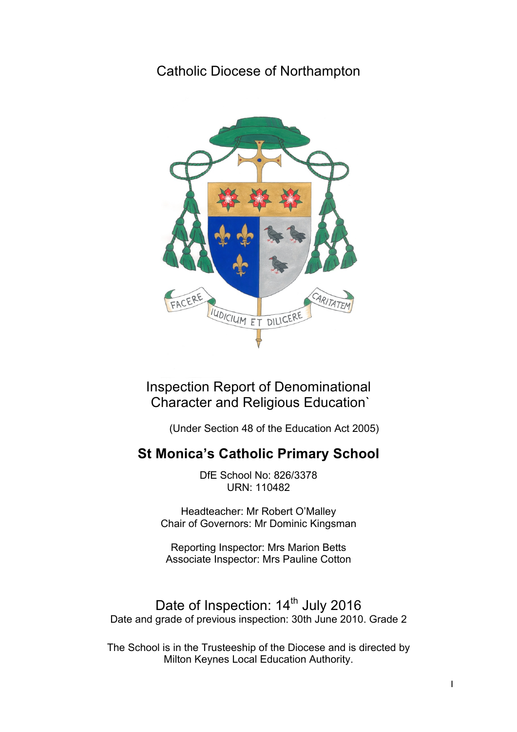Catholic Diocese of Northampton

FACERE IUDICIUM ET DILIGERE CARITATEM

Inspection Report of Denominational Character and Religious Education`

(Under Section 48 of the Education Act 2005)

# St Monica's Catholic Primary School

DfE School No: 826/3378
URN: 110482

Headteacher: Mr Robert O'Malley
Chair of Governors: Mr Dominic Kingsman

Reporting Inspector: Mrs Marion Betts
Associate Inspector: Mrs Pauline Cotton

Date of Inspection: 14th July 2016
Date and grade of previous inspection: 30th June 2010. Grade 2

The School is in the Trusteeship of the Diocese and is directed by Milton Keynes Local Education Authority.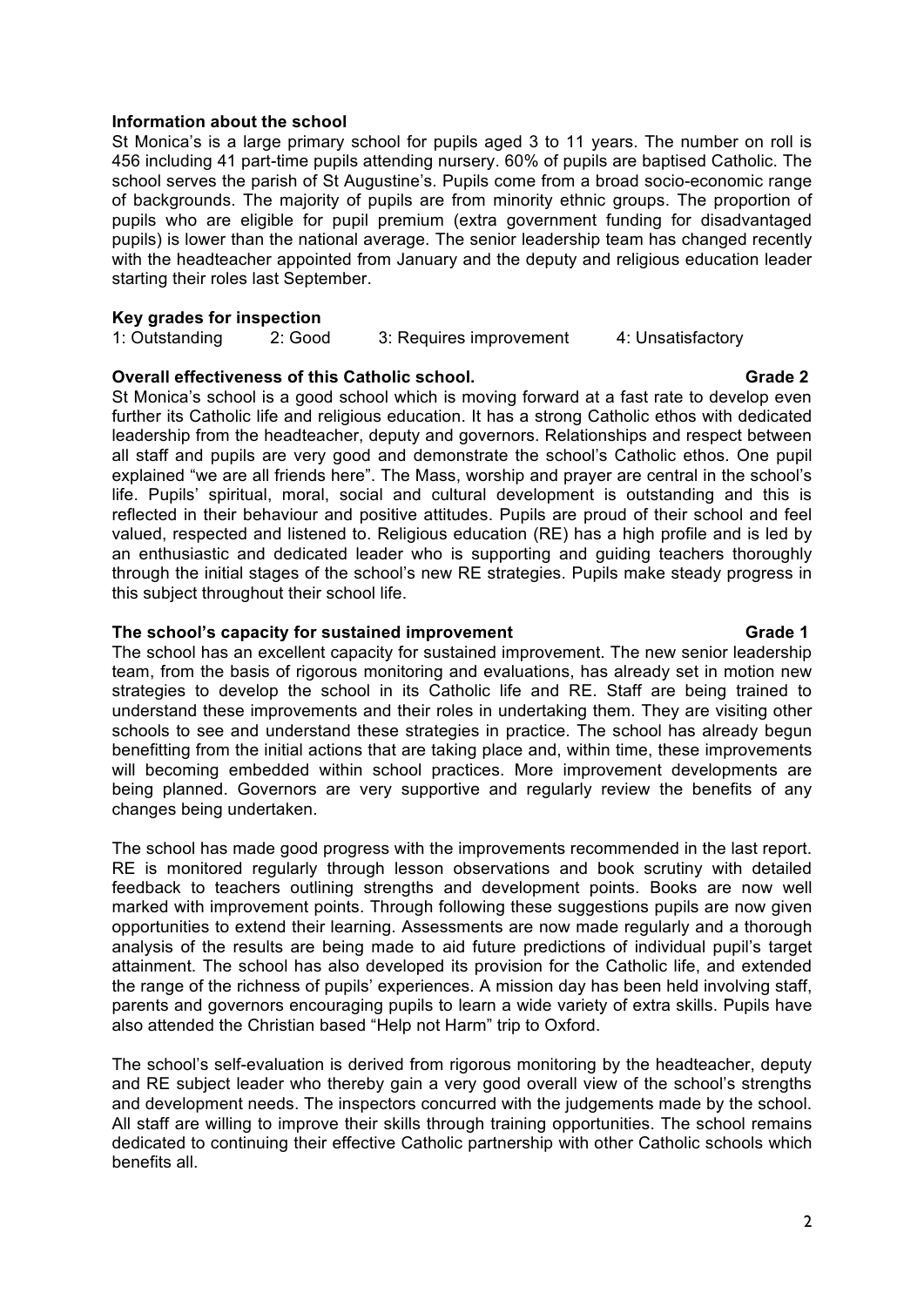**Information about the school**

St Monica's is a large primary school for pupils aged 3 to 11 years. The number on roll is 456 including 41 part-time pupils attending nursery. 60% of pupils are baptised Catholic. The school serves the parish of St Augustine's. Pupils come from a broad socio-economic range of backgrounds. The majority of pupils are from minority ethnic groups. The proportion of pupils who are eligible for pupil premium (extra government funding for disadvantaged pupils) is lower than the national average. The senior leadership team has changed recently with the headteacher appointed from January and the deputy and religious education leader starting their roles last September.

**Key grades for inspection**

1: Outstanding 2: Good 3: Requires improvement 4: Unsatisfactory

**Overall effectiveness of this Catholic school. Grade 2**

St Monica's school is a good school which is moving forward at a fast rate to develop even further its Catholic life and religious education. It has a strong Catholic ethos with dedicated leadership from the headteacher, deputy and governors. Relationships and respect between all staff and pupils are very good and demonstrate the school's Catholic ethos. One pupil explained "we are all friends here". The Mass, worship and prayer are central in the school's life. Pupils' spiritual, moral, social and cultural development is outstanding and this is reflected in their behaviour and positive attitudes. Pupils are proud of their school and feel valued, respected and listened to. Religious education (RE) has a high profile and is led by an enthusiastic and dedicated leader who is supporting and guiding teachers thoroughly through the initial stages of the school's new RE strategies. Pupils make steady progress in this subject throughout their school life.

**The school's capacity for sustained improvement Grade 1**

The school has an excellent capacity for sustained improvement. The new senior leadership team, from the basis of rigorous monitoring and evaluations, has already set in motion new strategies to develop the school in its Catholic life and RE. Staff are being trained to understand these improvements and their roles in undertaking them. They are visiting other schools to see and understand these strategies in practice. The school has already begun benefitting from the initial actions that are taking place and, within time, these improvements will becoming embedded within school practices. More improvement developments are being planned. Governors are very supportive and regularly review the benefits of any changes being undertaken.

The school has made good progress with the improvements recommended in the last report. RE is monitored regularly through lesson observations and book scrutiny with detailed feedback to teachers outlining strengths and development points. Books are now well marked with improvement points. Through following these suggestions pupils are now given opportunities to extend their learning. Assessments are now made regularly and a thorough analysis of the results are being made to aid future predictions of individual pupil's target attainment. The school has also developed its provision for the Catholic life, and extended the range of the richness of pupils' experiences. A mission day has been held involving staff, parents and governors encouraging pupils to learn a wide variety of extra skills. Pupils have also attended the Christian based "Help not Harm" trip to Oxford.

The school's self-evaluation is derived from rigorous monitoring by the headteacher, deputy and RE subject leader who thereby gain a very good overall view of the school's strengths and development needs. The inspectors concurred with the judgements made by the school. All staff are willing to improve their skills through training opportunities. The school remains dedicated to continuing their effective Catholic partnership with other Catholic schools which benefits all.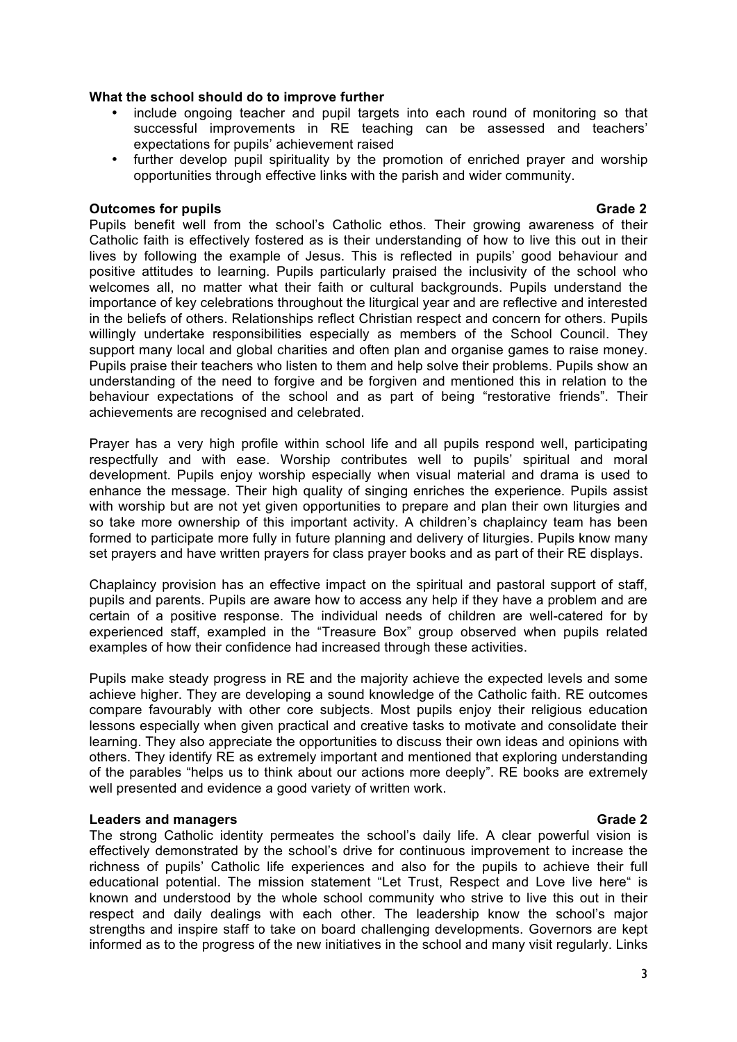**What the school should do to improve further**

- include ongoing teacher and pupil targets into each round of monitoring so that successful improvements in RE teaching can be assessed and teachers' expectations for pupils' achievement raised
- further develop pupil spirituality by the promotion of enriched prayer and worship opportunities through effective links with the parish and wider community.

**Outcomes for pupils** **Grade 2**

Pupils benefit well from the school's Catholic ethos. Their growing awareness of their Catholic faith is effectively fostered as is their understanding of how to live this out in their lives by following the example of Jesus. This is reflected in pupils' good behaviour and positive attitudes to learning. Pupils particularly praised the inclusivity of the school who welcomes all, no matter what their faith or cultural backgrounds. Pupils understand the importance of key celebrations throughout the liturgical year and are reflective and interested in the beliefs of others. Relationships reflect Christian respect and concern for others. Pupils willingly undertake responsibilities especially as members of the School Council. They support many local and global charities and often plan and organise games to raise money. Pupils praise their teachers who listen to them and help solve their problems. Pupils show an understanding of the need to forgive and be forgiven and mentioned this in relation to the behaviour expectations of the school and as part of being "restorative friends". Their achievements are recognised and celebrated.

Prayer has a very high profile within school life and all pupils respond well, participating respectfully and with ease. Worship contributes well to pupils' spiritual and moral development. Pupils enjoy worship especially when visual material and drama is used to enhance the message. Their high quality of singing enriches the experience. Pupils assist with worship but are not yet given opportunities to prepare and plan their own liturgies and so take more ownership of this important activity. A children's chaplaincy team has been formed to participate more fully in future planning and delivery of liturgies. Pupils know many set prayers and have written prayers for class prayer books and as part of their RE displays.

Chaplaincy provision has an effective impact on the spiritual and pastoral support of staff, pupils and parents. Pupils are aware how to access any help if they have a problem and are certain of a positive response. The individual needs of children are well-catered for by experienced staff, exampled in the "Treasure Box" group observed when pupils related examples of how their confidence had increased through these activities.

Pupils make steady progress in RE and the majority achieve the expected levels and some achieve higher. They are developing a sound knowledge of the Catholic faith. RE outcomes compare favourably with other core subjects. Most pupils enjoy their religious education lessons especially when given practical and creative tasks to motivate and consolidate their learning. They also appreciate the opportunities to discuss their own ideas and opinions with others. They identify RE as extremely important and mentioned that exploring understanding of the parables "helps us to think about our actions more deeply". RE books are extremely well presented and evidence a good variety of written work.

**Leaders and managers** **Grade 2**

The strong Catholic identity permeates the school's daily life. A clear powerful vision is effectively demonstrated by the school's drive for continuous improvement to increase the richness of pupils' Catholic life experiences and also for the pupils to achieve their full educational potential. The mission statement "Let Trust, Respect and Love live here" is known and understood by the whole school community who strive to live this out in their respect and daily dealings with each other. The leadership know the school's major strengths and inspire staff to take on board challenging developments. Governors are kept informed as to the progress of the new initiatives in the school and many visit regularly. Links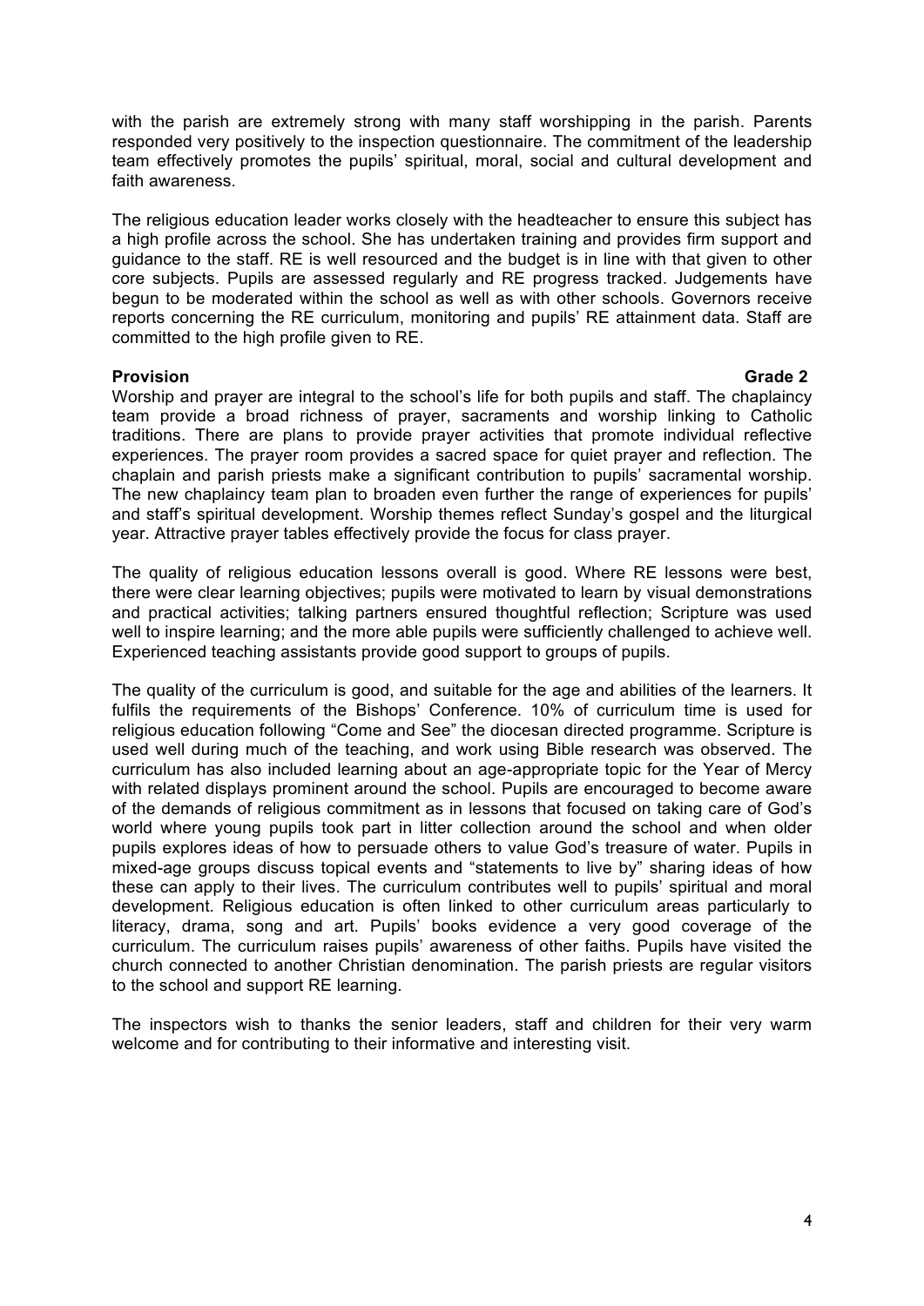with the parish are extremely strong with many staff worshipping in the parish. Parents responded very positively to the inspection questionnaire. The commitment of the leadership team effectively promotes the pupils' spiritual, moral, social and cultural development and faith awareness.

The religious education leader works closely with the headteacher to ensure this subject has a high profile across the school. She has undertaken training and provides firm support and guidance to the staff. RE is well resourced and the budget is in line with that given to other core subjects. Pupils are assessed regularly and RE progress tracked. Judgements have begun to be moderated within the school as well as with other schools. Governors receive reports concerning the RE curriculum, monitoring and pupils' RE attainment data. Staff are committed to the high profile given to RE.

**Provision** **Grade 2**

Worship and prayer are integral to the school's life for both pupils and staff. The chaplaincy team provide a broad richness of prayer, sacraments and worship linking to Catholic traditions. There are plans to provide prayer activities that promote individual reflective experiences. The prayer room provides a sacred space for quiet prayer and reflection. The chaplain and parish priests make a significant contribution to pupils' sacramental worship. The new chaplaincy team plan to broaden even further the range of experiences for pupils' and staff's spiritual development. Worship themes reflect Sunday's gospel and the liturgical year. Attractive prayer tables effectively provide the focus for class prayer.

The quality of religious education lessons overall is good. Where RE lessons were best, there were clear learning objectives; pupils were motivated to learn by visual demonstrations and practical activities; talking partners ensured thoughtful reflection; Scripture was used well to inspire learning; and the more able pupils were sufficiently challenged to achieve well. Experienced teaching assistants provide good support to groups of pupils.

The quality of the curriculum is good, and suitable for the age and abilities of the learners. It fulfils the requirements of the Bishops' Conference. 10% of curriculum time is used for religious education following "Come and See" the diocesan directed programme. Scripture is used well during much of the teaching, and work using Bible research was observed. The curriculum has also included learning about an age-appropriate topic for the Year of Mercy with related displays prominent around the school. Pupils are encouraged to become aware of the demands of religious commitment as in lessons that focused on taking care of God's world where young pupils took part in litter collection around the school and when older pupils explores ideas of how to persuade others to value God's treasure of water. Pupils in mixed-age groups discuss topical events and "statements to live by" sharing ideas of how these can apply to their lives. The curriculum contributes well to pupils' spiritual and moral development. Religious education is often linked to other curriculum areas particularly to literacy, drama, song and art. Pupils' books evidence a very good coverage of the curriculum. The curriculum raises pupils' awareness of other faiths. Pupils have visited the church connected to another Christian denomination. The parish priests are regular visitors to the school and support RE learning.

The inspectors wish to thanks the senior leaders, staff and children for their very warm welcome and for contributing to their informative and interesting visit.